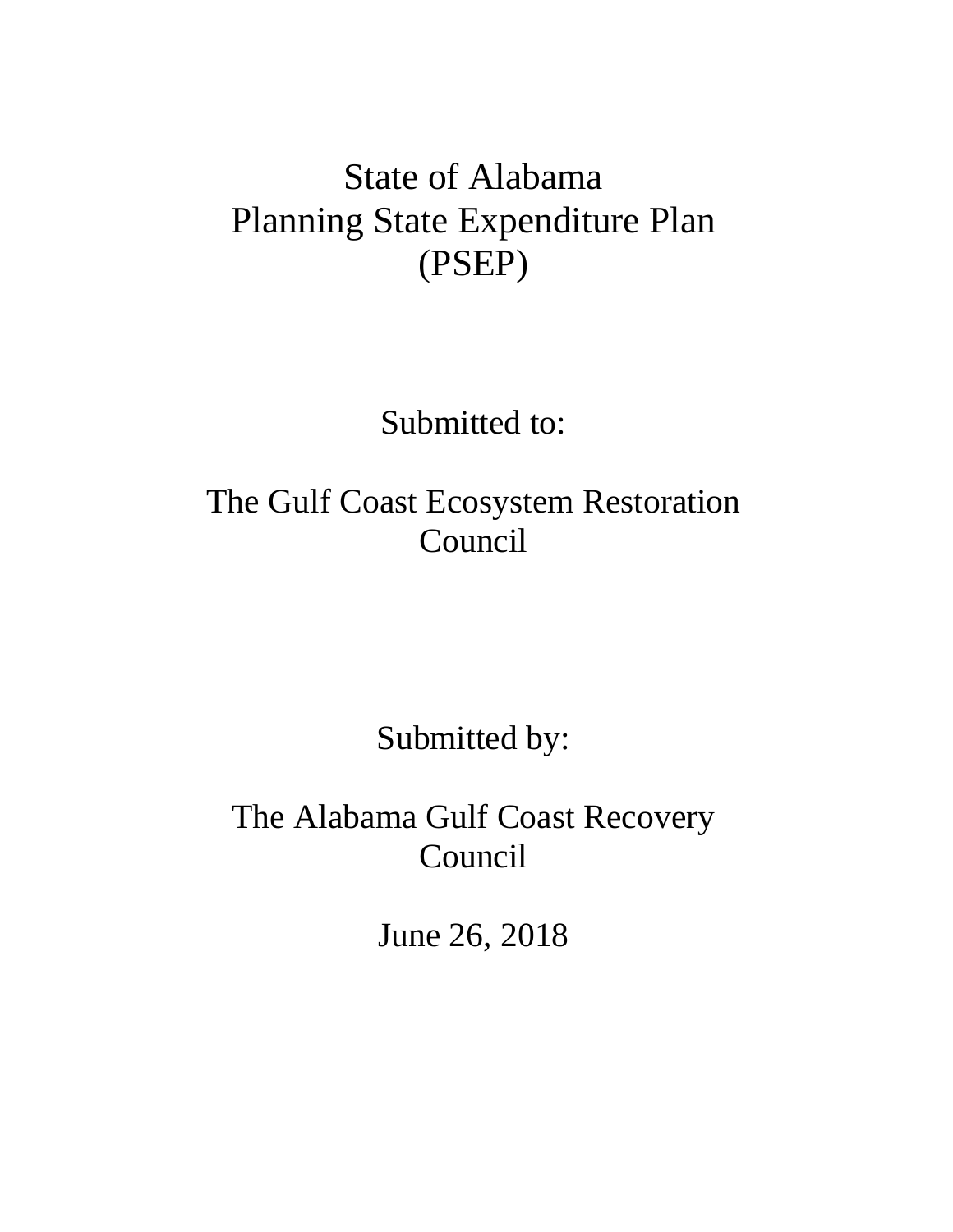# State of Alabama
# Planning State Expenditure Plan (PSEP)

Submitted to:

The Gulf Coast Ecosystem Restoration Council

Submitted by:

The Alabama Gulf Coast Recovery Council

June 26, 2018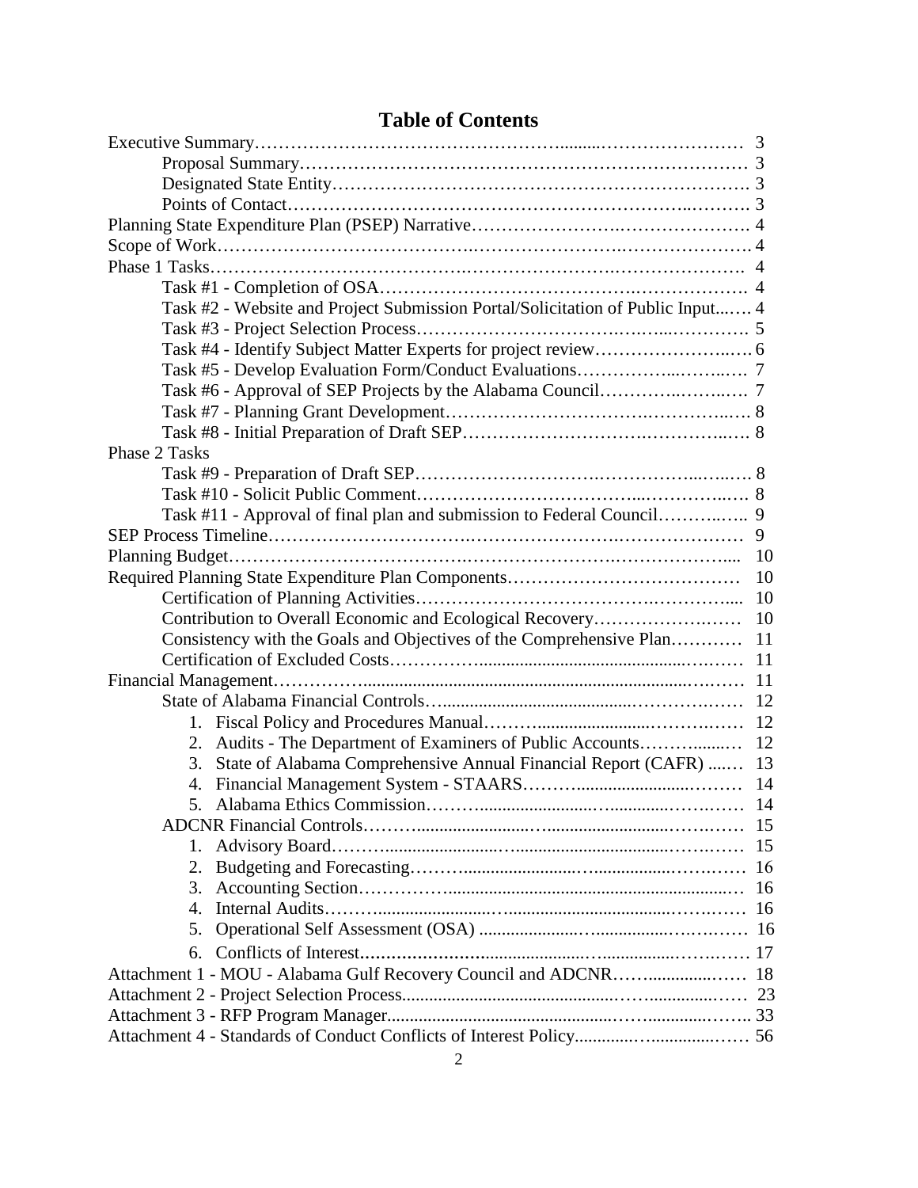# Table of Contents

| | |
|---|---|
| Executive Summary | 3 |
| Proposal Summary | 3 |
| Designated State Entity | 3 |
| Points of Contact | 3 |
| Planning State Expenditure Plan (PSEP) Narrative | 4 |
| Scope of Work | 4 |
| Phase 1 Tasks | 4 |
| Task #1 - Completion of OSA | 4 |
| Task #2 - Website and Project Submission Portal/Solicitation of Public Input | 4 |
| Task #3 - Project Selection Process | 5 |
| Task #4 - Identify Subject Matter Experts for project review | 6 |
| Task #5 - Develop Evaluation Form/Conduct Evaluations | 7 |
| Task #6 - Approval of SEP Projects by the Alabama Council | 7 |
| Task #7 - Planning Grant Development | 8 |
| Task #8 - Initial Preparation of Draft SEP | 8 |
| Phase 2 Tasks | |
| Task #9 - Preparation of Draft SEP | 8 |
| Task #10 - Solicit Public Comment | 8 |
| Task #11 - Approval of final plan and submission to Federal Council | 9 |
| SEP Process Timeline | 9 |
| Planning Budget | 10 |
| Required Planning State Expenditure Plan Components | 10 |
| Certification of Planning Activities | 10 |
| Contribution to Overall Economic and Ecological Recovery | 10 |
| Consistency with the Goals and Objectives of the Comprehensive Plan | 11 |
| Certification of Excluded Costs | 11 |
| Financial Management | 11 |
| State of Alabama Financial Controls | 12 |
| 1. Fiscal Policy and Procedures Manual | 12 |
| 2. Audits - The Department of Examiners of Public Accounts | 12 |
| 3. State of Alabama Comprehensive Annual Financial Report (CAFR) | 13 |
| 4. Financial Management System - STAARS | 14 |
| 5. Alabama Ethics Commission | 14 |
| ADCNR Financial Controls | 15 |
| 1. Advisory Board | 15 |
| 2. Budgeting and Forecasting | 16 |
| 3. Accounting Section | 16 |
| 4. Internal Audits | 16 |
| 5. Operational Self Assessment (OSA) | 16 |
| 6. Conflicts of Interest | 17 |
| Attachment 1 - MOU - Alabama Gulf Recovery Council and ADCNR | 18 |
| Attachment 2 - Project Selection Process | 23 |
| Attachment 3 - RFP Program Manager | 33 |
| Attachment 4 - Standards of Conduct Conflicts of Interest Policy | 56 |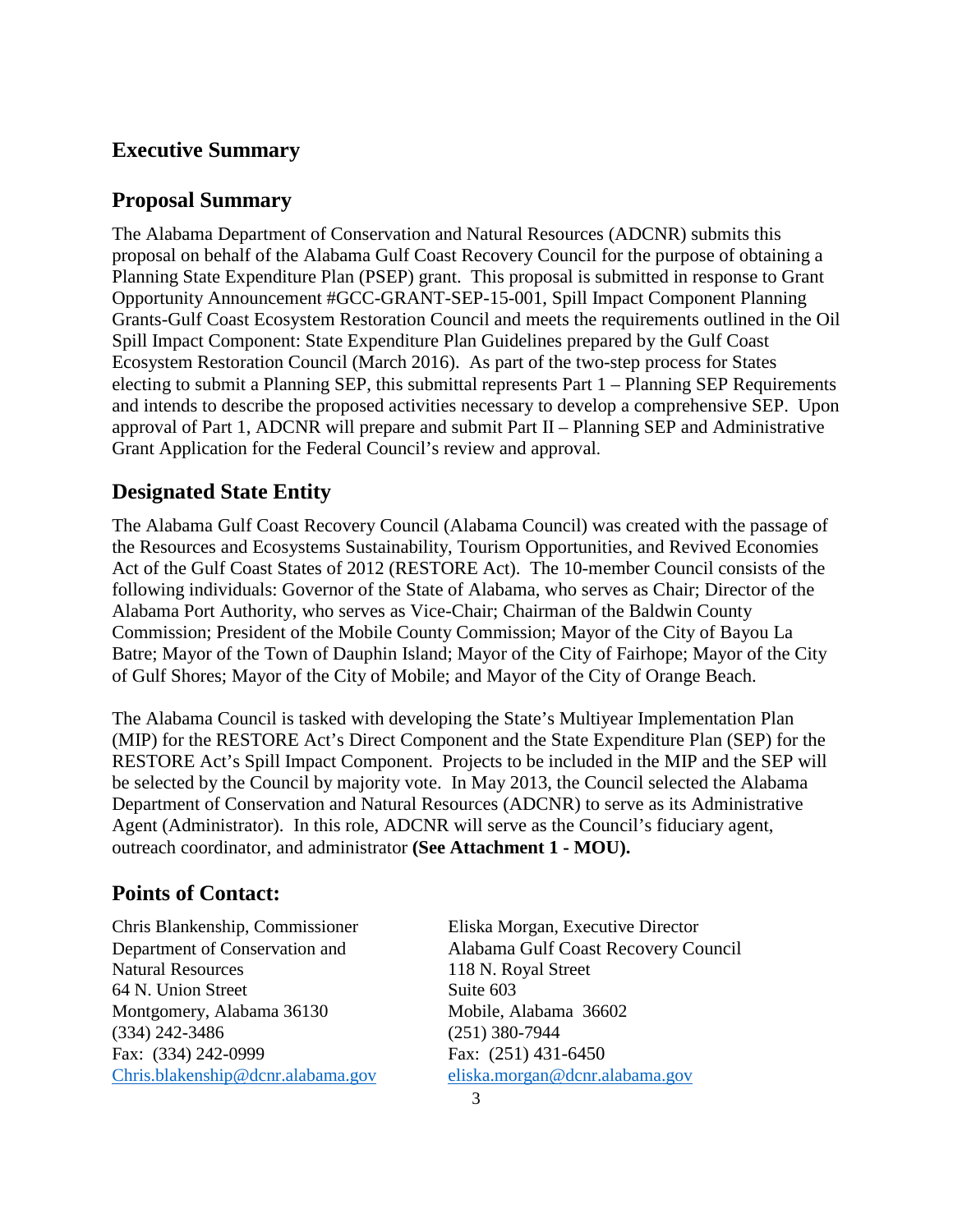## Executive Summary

## Proposal Summary

The Alabama Department of Conservation and Natural Resources (ADCNR) submits this proposal on behalf of the Alabama Gulf Coast Recovery Council for the purpose of obtaining a Planning State Expenditure Plan (PSEP) grant. This proposal is submitted in response to Grant Opportunity Announcement #GCC-GRANT-SEP-15-001, Spill Impact Component Planning Grants-Gulf Coast Ecosystem Restoration Council and meets the requirements outlined in the Oil Spill Impact Component: State Expenditure Plan Guidelines prepared by the Gulf Coast Ecosystem Restoration Council (March 2016). As part of the two-step process for States electing to submit a Planning SEP, this submittal represents Part 1 – Planning SEP Requirements and intends to describe the proposed activities necessary to develop a comprehensive SEP. Upon approval of Part 1, ADCNR will prepare and submit Part II – Planning SEP and Administrative Grant Application for the Federal Council's review and approval.

## Designated State Entity

The Alabama Gulf Coast Recovery Council (Alabama Council) was created with the passage of the Resources and Ecosystems Sustainability, Tourism Opportunities, and Revived Economies Act of the Gulf Coast States of 2012 (RESTORE Act). The 10-member Council consists of the following individuals: Governor of the State of Alabama, who serves as Chair; Director of the Alabama Port Authority, who serves as Vice-Chair; Chairman of the Baldwin County Commission; President of the Mobile County Commission; Mayor of the City of Bayou La Batre; Mayor of the Town of Dauphin Island; Mayor of the City of Fairhope; Mayor of the City of Gulf Shores; Mayor of the City of Mobile; and Mayor of the City of Orange Beach.

The Alabama Council is tasked with developing the State's Multiyear Implementation Plan (MIP) for the RESTORE Act's Direct Component and the State Expenditure Plan (SEP) for the RESTORE Act's Spill Impact Component. Projects to be included in the MIP and the SEP will be selected by the Council by majority vote. In May 2013, the Council selected the Alabama Department of Conservation and Natural Resources (ADCNR) to serve as its Administrative Agent (Administrator). In this role, ADCNR will serve as the Council's fiduciary agent, outreach coordinator, and administrator **(See Attachment 1 - MOU).**

## Points of Contact:

Chris Blankenship, Commissioner
Department of Conservation and Natural Resources
64 N. Union Street
Montgomery, Alabama 36130
(334) 242-3486
Fax: (334) 242-0999
Chris.blakenship@dcnr.alabama.gov

Eliska Morgan, Executive Director
Alabama Gulf Coast Recovery Council
118 N. Royal Street
Suite 603
Mobile, Alabama 36602
(251) 380-7944
Fax: (251) 431-6450
eliska.morgan@dcnr.alabama.gov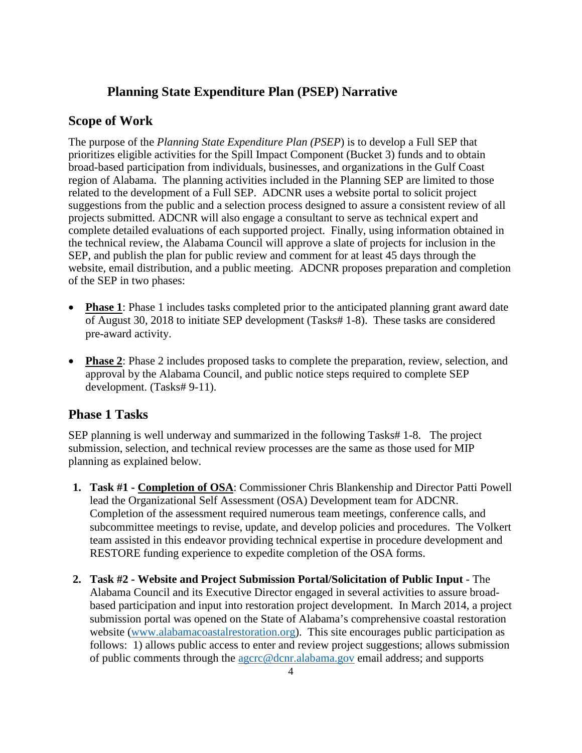# Planning State Expenditure Plan (PSEP) Narrative

## Scope of Work

The purpose of the *Planning State Expenditure Plan (PSEP*) is to develop a Full SEP that prioritizes eligible activities for the Spill Impact Component (Bucket 3) funds and to obtain broad-based participation from individuals, businesses, and organizations in the Gulf Coast region of Alabama. The planning activities included in the Planning SEP are limited to those related to the development of a Full SEP. ADCNR uses a website portal to solicit project suggestions from the public and a selection process designed to assure a consistent review of all projects submitted. ADCNR will also engage a consultant to serve as technical expert and complete detailed evaluations of each supported project. Finally, using information obtained in the technical review, the Alabama Council will approve a slate of projects for inclusion in the SEP, and publish the plan for public review and comment for at least 45 days through the website, email distribution, and a public meeting. ADCNR proposes preparation and completion of the SEP in two phases:

- **Phase 1**: Phase 1 includes tasks completed prior to the anticipated planning grant award date of August 30, 2018 to initiate SEP development (Tasks# 1-8). These tasks are considered pre-award activity.

- **Phase 2**: Phase 2 includes proposed tasks to complete the preparation, review, selection, and approval by the Alabama Council, and public notice steps required to complete SEP development. (Tasks# 9-11).

## Phase 1 Tasks

SEP planning is well underway and summarized in the following Tasks# 1-8. The project submission, selection, and technical review processes are the same as those used for MIP planning as explained below.

1. **Task #1 - Completion of OSA**: Commissioner Chris Blankenship and Director Patti Powell lead the Organizational Self Assessment (OSA) Development team for ADCNR. Completion of the assessment required numerous team meetings, conference calls, and subcommittee meetings to revise, update, and develop policies and procedures. The Volkert team assisted in this endeavor providing technical expertise in procedure development and RESTORE funding experience to expedite completion of the OSA forms.

2. **Task #2 - Website and Project Submission Portal/Solicitation of Public Input** - The Alabama Council and its Executive Director engaged in several activities to assure broad-based participation and input into restoration project development. In March 2014, a project submission portal was opened on the State of Alabama's comprehensive coastal restoration website (www.alabamacoastalrestoration.org). This site encourages public participation as follows: 1) allows public access to enter and review project suggestions; allows submission of public comments through the agcrc@dcnr.alabama.gov email address; and supports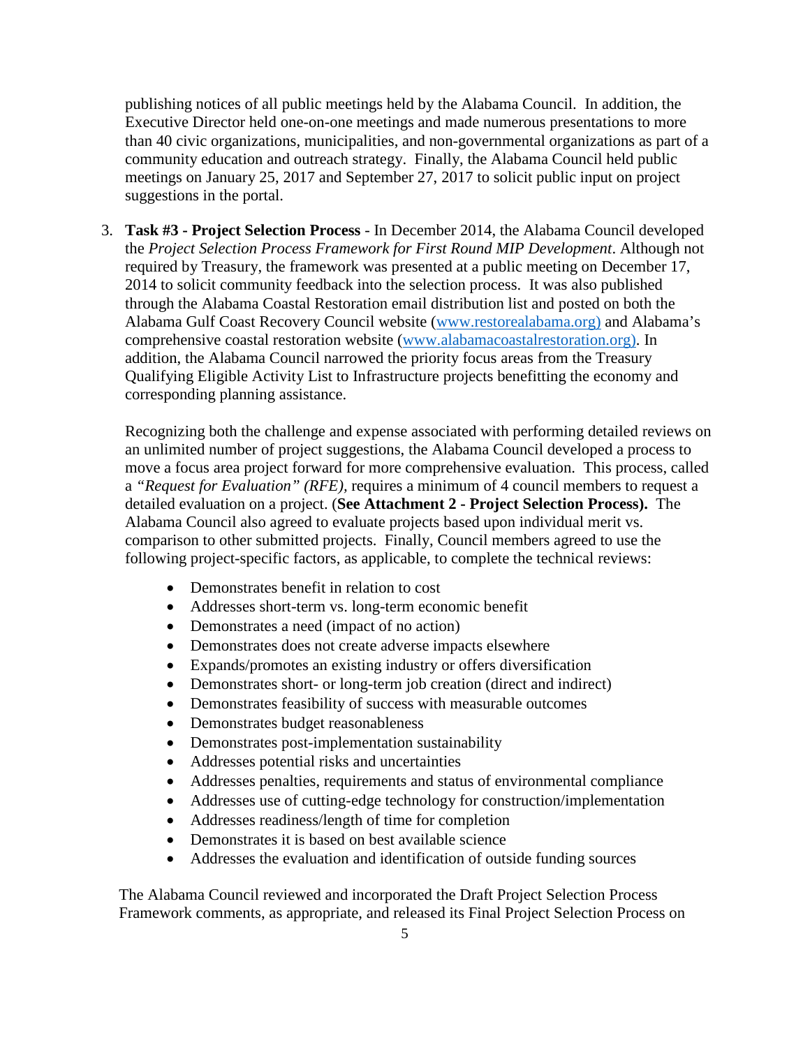publishing notices of all public meetings held by the Alabama Council. In addition, the Executive Director held one-on-one meetings and made numerous presentations to more than 40 civic organizations, municipalities, and non-governmental organizations as part of a community education and outreach strategy. Finally, the Alabama Council held public meetings on January 25, 2017 and September 27, 2017 to solicit public input on project suggestions in the portal.

3. **Task #3 - Project Selection Process** - In December 2014, the Alabama Council developed the *Project Selection Process Framework for First Round MIP Development*. Although not required by Treasury, the framework was presented at a public meeting on December 17, 2014 to solicit community feedback into the selection process. It was also published through the Alabama Coastal Restoration email distribution list and posted on both the Alabama Gulf Coast Recovery Council website ([www.restorealabama.org)](www.restorealabama.org) and Alabama's comprehensive coastal restoration website ([www.alabamacoastalrestoration.org)](www.alabamacoastalrestoration.org). In addition, the Alabama Council narrowed the priority focus areas from the Treasury Qualifying Eligible Activity List to Infrastructure projects benefitting the economy and corresponding planning assistance.

   Recognizing both the challenge and expense associated with performing detailed reviews on an unlimited number of project suggestions, the Alabama Council developed a process to move a focus area project forward for more comprehensive evaluation. This process, called a *"Request for Evaluation" (RFE),* requires a minimum of 4 council members to request a detailed evaluation on a project. (**See Attachment 2 - Project Selection Process).** The Alabama Council also agreed to evaluate projects based upon individual merit vs. comparison to other submitted projects. Finally, Council members agreed to use the following project-specific factors, as applicable, to complete the technical reviews:

   - Demonstrates benefit in relation to cost
   - Addresses short-term vs. long-term economic benefit
   - Demonstrates a need (impact of no action)
   - Demonstrates does not create adverse impacts elsewhere
   - Expands/promotes an existing industry or offers diversification
   - Demonstrates short- or long-term job creation (direct and indirect)
   - Demonstrates feasibility of success with measurable outcomes
   - Demonstrates budget reasonableness
   - Demonstrates post-implementation sustainability
   - Addresses potential risks and uncertainties
   - Addresses penalties, requirements and status of environmental compliance
   - Addresses use of cutting-edge technology for construction/implementation
   - Addresses readiness/length of time for completion
   - Demonstrates it is based on best available science
   - Addresses the evaluation and identification of outside funding sources

The Alabama Council reviewed and incorporated the Draft Project Selection Process Framework comments, as appropriate, and released its Final Project Selection Process on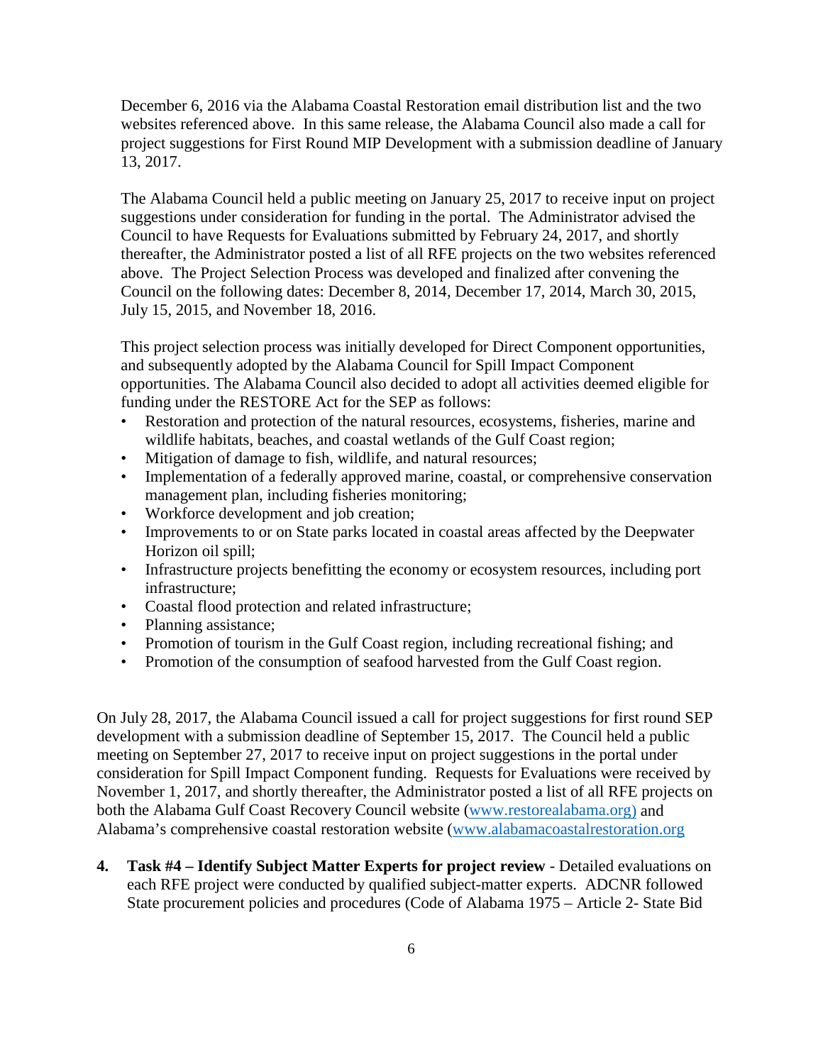December 6, 2016 via the Alabama Coastal Restoration email distribution list and the two websites referenced above. In this same release, the Alabama Council also made a call for project suggestions for First Round MIP Development with a submission deadline of January 13, 2017.

The Alabama Council held a public meeting on January 25, 2017 to receive input on project suggestions under consideration for funding in the portal. The Administrator advised the Council to have Requests for Evaluations submitted by February 24, 2017, and shortly thereafter, the Administrator posted a list of all RFE projects on the two websites referenced above. The Project Selection Process was developed and finalized after convening the Council on the following dates: December 8, 2014, December 17, 2014, March 30, 2015, July 15, 2015, and November 18, 2016.

This project selection process was initially developed for Direct Component opportunities, and subsequently adopted by the Alabama Council for Spill Impact Component opportunities. The Alabama Council also decided to adopt all activities deemed eligible for funding under the RESTORE Act for the SEP as follows:

- Restoration and protection of the natural resources, ecosystems, fisheries, marine and wildlife habitats, beaches, and coastal wetlands of the Gulf Coast region;
- Mitigation of damage to fish, wildlife, and natural resources;
- Implementation of a federally approved marine, coastal, or comprehensive conservation management plan, including fisheries monitoring;
- Workforce development and job creation;
- Improvements to or on State parks located in coastal areas affected by the Deepwater Horizon oil spill;
- Infrastructure projects benefitting the economy or ecosystem resources, including port infrastructure;
- Coastal flood protection and related infrastructure;
- Planning assistance;
- Promotion of tourism in the Gulf Coast region, including recreational fishing; and
- Promotion of the consumption of seafood harvested from the Gulf Coast region.

On July 28, 2017, the Alabama Council issued a call for project suggestions for first round SEP development with a submission deadline of September 15, 2017. The Council held a public meeting on September 27, 2017 to receive input on project suggestions in the portal under consideration for Spill Impact Component funding. Requests for Evaluations were received by November 1, 2017, and shortly thereafter, the Administrator posted a list of all RFE projects on both the Alabama Gulf Coast Recovery Council website (www.restorealabama.org) and Alabama's comprehensive coastal restoration website (www.alabamacoastalrestoration.org

4. **Task #4 – Identify Subject Matter Experts for project review** - Detailed evaluations on each RFE project were conducted by qualified subject-matter experts. ADCNR followed State procurement policies and procedures (Code of Alabama 1975 – Article 2- State Bid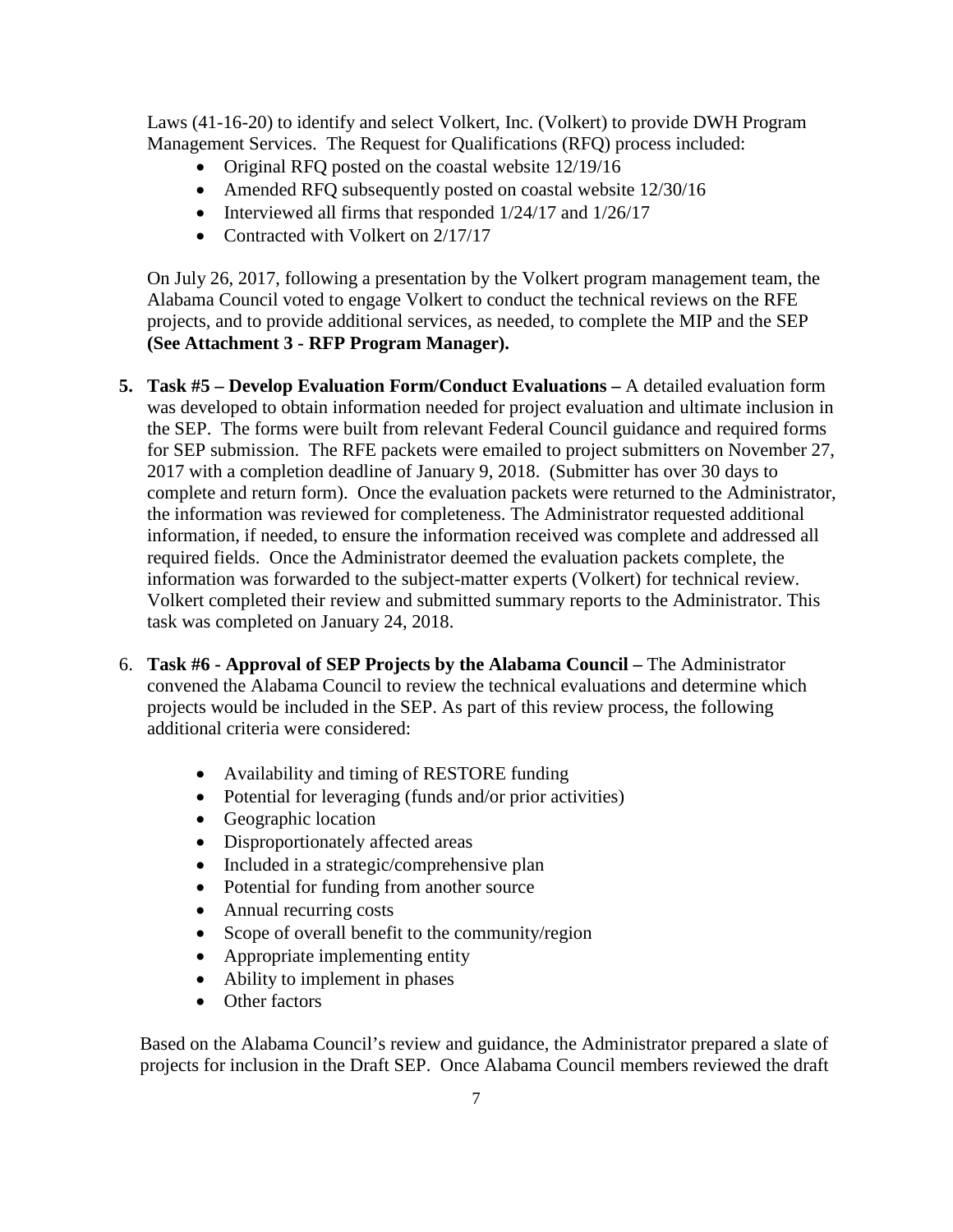Laws (41-16-20) to identify and select Volkert, Inc. (Volkert) to provide DWH Program Management Services. The Request for Qualifications (RFQ) process included:

- Original RFQ posted on the coastal website 12/19/16
- Amended RFQ subsequently posted on coastal website 12/30/16
- Interviewed all firms that responded 1/24/17 and 1/26/17
- Contracted with Volkert on 2/17/17

On July 26, 2017, following a presentation by the Volkert program management team, the Alabama Council voted to engage Volkert to conduct the technical reviews on the RFE projects, and to provide additional services, as needed, to complete the MIP and the SEP **(See Attachment 3 - RFP Program Manager).**

5. **Task #5 – Develop Evaluation Form/Conduct Evaluations –** A detailed evaluation form was developed to obtain information needed for project evaluation and ultimate inclusion in the SEP. The forms were built from relevant Federal Council guidance and required forms for SEP submission. The RFE packets were emailed to project submitters on November 27, 2017 with a completion deadline of January 9, 2018. (Submitter has over 30 days to complete and return form). Once the evaluation packets were returned to the Administrator, the information was reviewed for completeness. The Administrator requested additional information, if needed, to ensure the information received was complete and addressed all required fields. Once the Administrator deemed the evaluation packets complete, the information was forwarded to the subject-matter experts (Volkert) for technical review. Volkert completed their review and submitted summary reports to the Administrator. This task was completed on January 24, 2018.

6. **Task #6 - Approval of SEP Projects by the Alabama Council –** The Administrator convened the Alabama Council to review the technical evaluations and determine which projects would be included in the SEP. As part of this review process, the following additional criteria were considered:

   - Availability and timing of RESTORE funding
   - Potential for leveraging (funds and/or prior activities)
   - Geographic location
   - Disproportionately affected areas
   - Included in a strategic/comprehensive plan
   - Potential for funding from another source
   - Annual recurring costs
   - Scope of overall benefit to the community/region
   - Appropriate implementing entity
   - Ability to implement in phases
   - Other factors

   Based on the Alabama Council's review and guidance, the Administrator prepared a slate of projects for inclusion in the Draft SEP. Once Alabama Council members reviewed the draft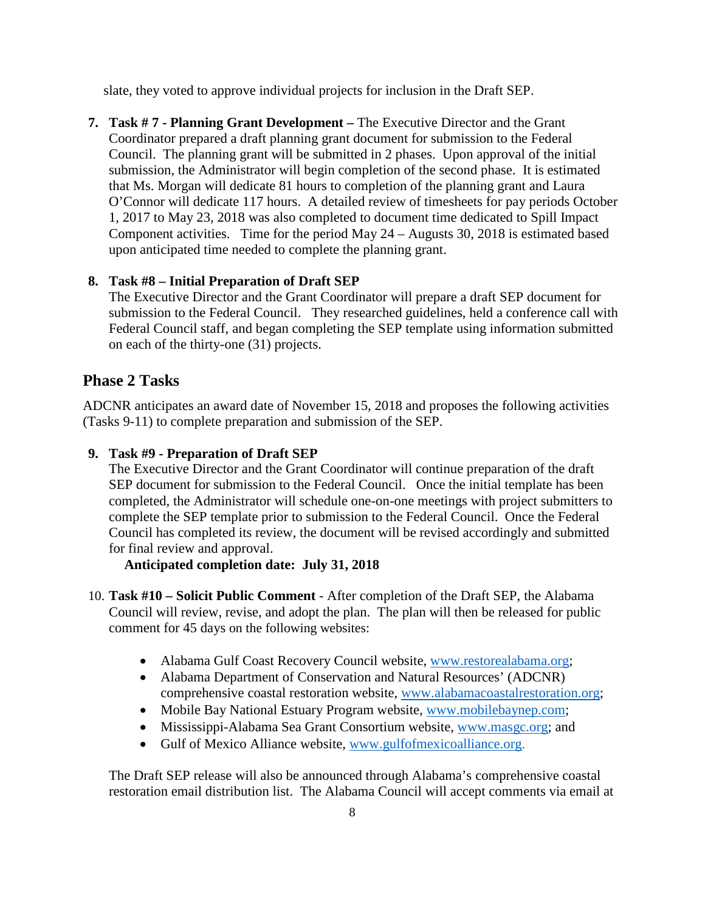slate, they voted to approve individual projects for inclusion in the Draft SEP.

7. **Task # 7 - Planning Grant Development –** The Executive Director and the Grant Coordinator prepared a draft planning grant document for submission to the Federal Council. The planning grant will be submitted in 2 phases. Upon approval of the initial submission, the Administrator will begin completion of the second phase. It is estimated that Ms. Morgan will dedicate 81 hours to completion of the planning grant and Laura O'Connor will dedicate 117 hours. A detailed review of timesheets for pay periods October 1, 2017 to May 23, 2018 was also completed to document time dedicated to Spill Impact Component activities. Time for the period May 24 – Augusts 30, 2018 is estimated based upon anticipated time needed to complete the planning grant.

8. **Task #8 – Initial Preparation of Draft SEP**
   The Executive Director and the Grant Coordinator will prepare a draft SEP document for submission to the Federal Council. They researched guidelines, held a conference call with Federal Council staff, and began completing the SEP template using information submitted on each of the thirty-one (31) projects.

## Phase 2 Tasks

ADCNR anticipates an award date of November 15, 2018 and proposes the following activities (Tasks 9-11) to complete preparation and submission of the SEP.

9. **Task #9 - Preparation of Draft SEP**
   The Executive Director and the Grant Coordinator will continue preparation of the draft SEP document for submission to the Federal Council. Once the initial template has been completed, the Administrator will schedule one-on-one meetings with project submitters to complete the SEP template prior to submission to the Federal Council. Once the Federal Council has completed its review, the document will be revised accordingly and submitted for final review and approval.
   **Anticipated completion date: July 31, 2018**

10. **Task #10 – Solicit Public Comment** - After completion of the Draft SEP, the Alabama Council will review, revise, and adopt the plan. The plan will then be released for public comment for 45 days on the following websites:

    - Alabama Gulf Coast Recovery Council website, www.restorealabama.org;
    - Alabama Department of Conservation and Natural Resources' (ADCNR) comprehensive coastal restoration website, www.alabamacoastalrestoration.org;
    - Mobile Bay National Estuary Program website, www.mobilebaynep.com;
    - Mississippi-Alabama Sea Grant Consortium website, www.masgc.org; and
    - Gulf of Mexico Alliance website, www.gulfofmexicoalliance.org.

    The Draft SEP release will also be announced through Alabama's comprehensive coastal restoration email distribution list. The Alabama Council will accept comments via email at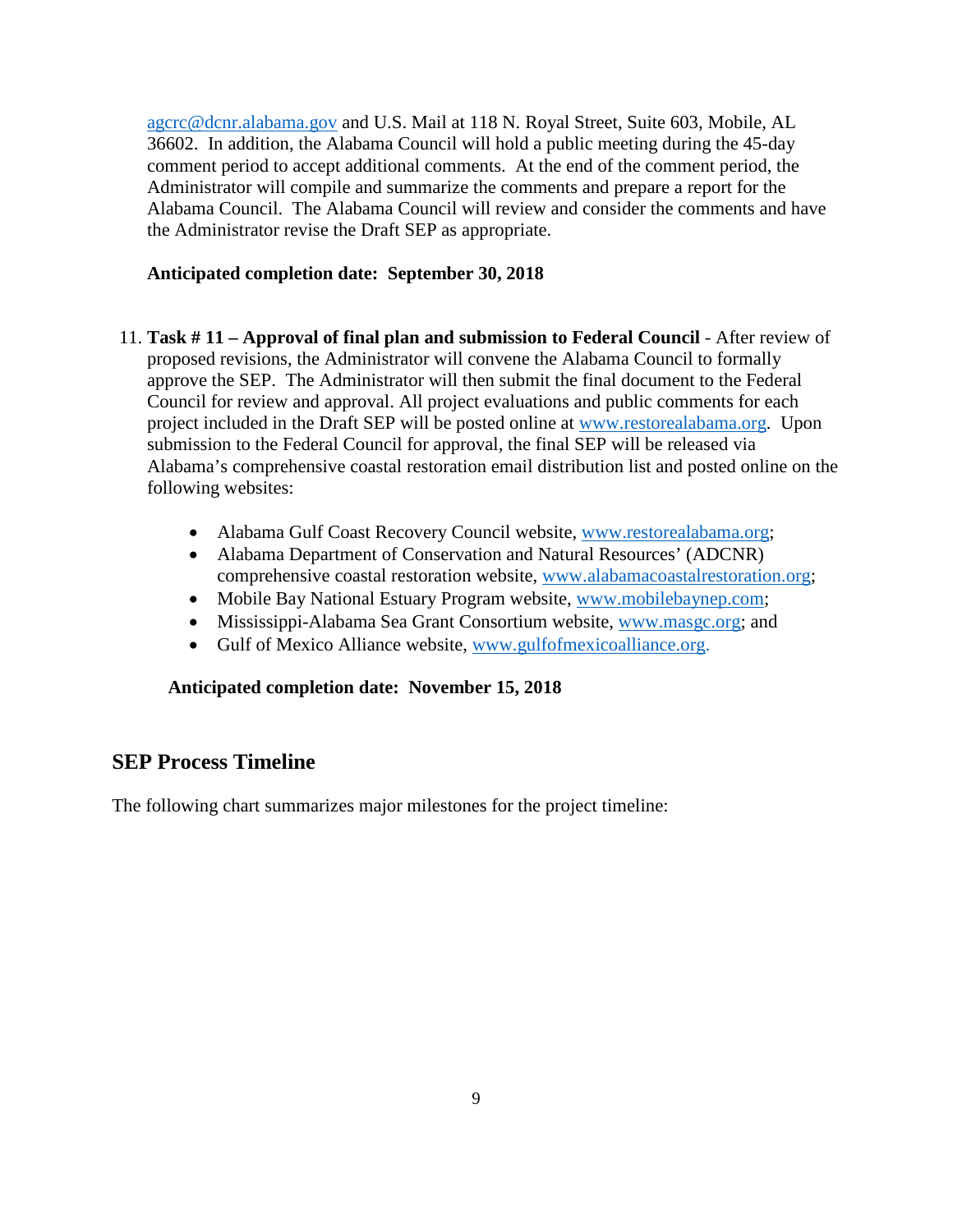agcrc@dcnr.alabama.gov and U.S. Mail at 118 N. Royal Street, Suite 603, Mobile, AL 36602. In addition, the Alabama Council will hold a public meeting during the 45-day comment period to accept additional comments. At the end of the comment period, the Administrator will compile and summarize the comments and prepare a report for the Alabama Council. The Alabama Council will review and consider the comments and have the Administrator revise the Draft SEP as appropriate.

**Anticipated completion date: September 30, 2018**

11. **Task # 11 – Approval of final plan and submission to Federal Council** - After review of proposed revisions, the Administrator will convene the Alabama Council to formally approve the SEP. The Administrator will then submit the final document to the Federal Council for review and approval. All project evaluations and public comments for each project included in the Draft SEP will be posted online at www.restorealabama.org. Upon submission to the Federal Council for approval, the final SEP will be released via Alabama's comprehensive coastal restoration email distribution list and posted online on the following websites:

    - Alabama Gulf Coast Recovery Council website, www.restorealabama.org;
    - Alabama Department of Conservation and Natural Resources' (ADCNR) comprehensive coastal restoration website, www.alabamacoastalrestoration.org;
    - Mobile Bay National Estuary Program website, www.mobilebaynep.com;
    - Mississippi-Alabama Sea Grant Consortium website, www.masgc.org; and
    - Gulf of Mexico Alliance website, www.gulfofmexicoalliance.org.

    **Anticipated completion date: November 15, 2018**

## SEP Process Timeline

The following chart summarizes major milestones for the project timeline: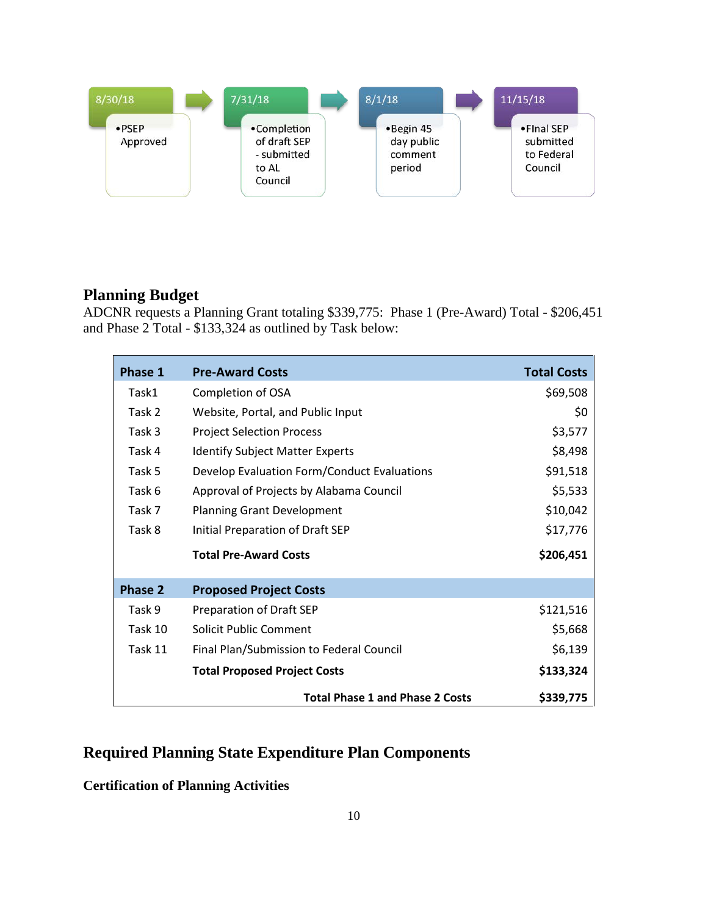8/30/18

- PSEP Approved

7/31/18

- Completion of draft SEP - submitted to AL Council

8/1/18

- Begin 45 day public comment period

11/15/18

- FInal SEP submitted to Federal Council

## Planning Budget

ADCNR requests a Planning Grant totaling $339,775: Phase 1 (Pre-Award) Total - $206,451 and Phase 2 Total - $133,324 as outlined by Task below:

| **Phase 1** | **Pre-Award Costs** | **Total Costs** |
|---|---|---|
| Task1 | Completion of OSA | $69,508 |
| Task 2 | Website, Portal, and Public Input | $0 |
| Task 3 | Project Selection Process | $3,577 |
| Task 4 | Identify Subject Matter Experts | $8,498 |
| Task 5 | Develop Evaluation Form/Conduct Evaluations | $91,518 |
| Task 6 | Approval of Projects by Alabama Council | $5,533 |
| Task 7 | Planning Grant Development | $10,042 |
| Task 8 | Initial Preparation of Draft SEP | $17,776 |
| | **Total Pre-Award Costs** | **$206,451** |
| **Phase 2** | **Proposed Project Costs** | |
| Task 9 | Preparation of Draft SEP | $121,516 |
| Task 10 | Solicit Public Comment | $5,668 |
| Task 11 | Final Plan/Submission to Federal Council | $6,139 |
| | **Total Proposed Project Costs** | **$133,324** |
| | **Total Phase 1 and Phase 2 Costs** | **$339,775** |

## Required Planning State Expenditure Plan Components

### Certification of Planning Activities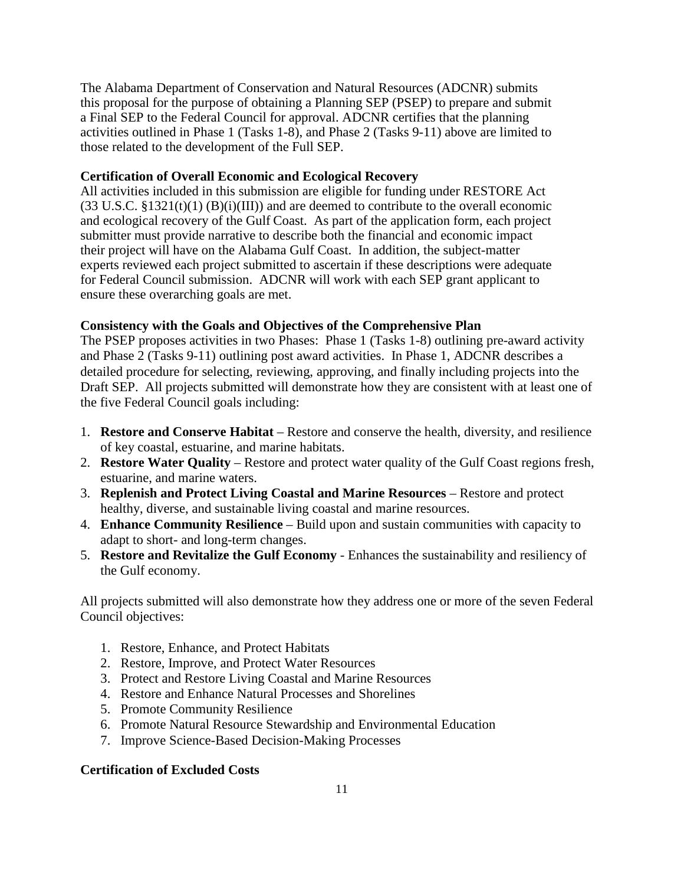The Alabama Department of Conservation and Natural Resources (ADCNR) submits this proposal for the purpose of obtaining a Planning SEP (PSEP) to prepare and submit a Final SEP to the Federal Council for approval. ADCNR certifies that the planning activities outlined in Phase 1 (Tasks 1-8), and Phase 2 (Tasks 9-11) above are limited to those related to the development of the Full SEP.

**Certification of Overall Economic and Ecological Recovery**

All activities included in this submission are eligible for funding under RESTORE Act (33 U.S.C. §1321(t)(1) (B)(i)(III)) and are deemed to contribute to the overall economic and ecological recovery of the Gulf Coast. As part of the application form, each project submitter must provide narrative to describe both the financial and economic impact their project will have on the Alabama Gulf Coast. In addition, the subject-matter experts reviewed each project submitted to ascertain if these descriptions were adequate for Federal Council submission. ADCNR will work with each SEP grant applicant to ensure these overarching goals are met.

**Consistency with the Goals and Objectives of the Comprehensive Plan**

The PSEP proposes activities in two Phases: Phase 1 (Tasks 1-8) outlining pre-award activity and Phase 2 (Tasks 9-11) outlining post award activities. In Phase 1, ADCNR describes a detailed procedure for selecting, reviewing, approving, and finally including projects into the Draft SEP. All projects submitted will demonstrate how they are consistent with at least one of the five Federal Council goals including:

1. **Restore and Conserve Habitat** – Restore and conserve the health, diversity, and resilience of key coastal, estuarine, and marine habitats.
2. **Restore Water Quality** – Restore and protect water quality of the Gulf Coast regions fresh, estuarine, and marine waters.
3. **Replenish and Protect Living Coastal and Marine Resources** – Restore and protect healthy, diverse, and sustainable living coastal and marine resources.
4. **Enhance Community Resilience** – Build upon and sustain communities with capacity to adapt to short- and long-term changes.
5. **Restore and Revitalize the Gulf Economy** - Enhances the sustainability and resiliency of the Gulf economy.

All projects submitted will also demonstrate how they address one or more of the seven Federal Council objectives:

1. Restore, Enhance, and Protect Habitats
2. Restore, Improve, and Protect Water Resources
3. Protect and Restore Living Coastal and Marine Resources
4. Restore and Enhance Natural Processes and Shorelines
5. Promote Community Resilience
6. Promote Natural Resource Stewardship and Environmental Education
7. Improve Science-Based Decision-Making Processes

**Certification of Excluded Costs**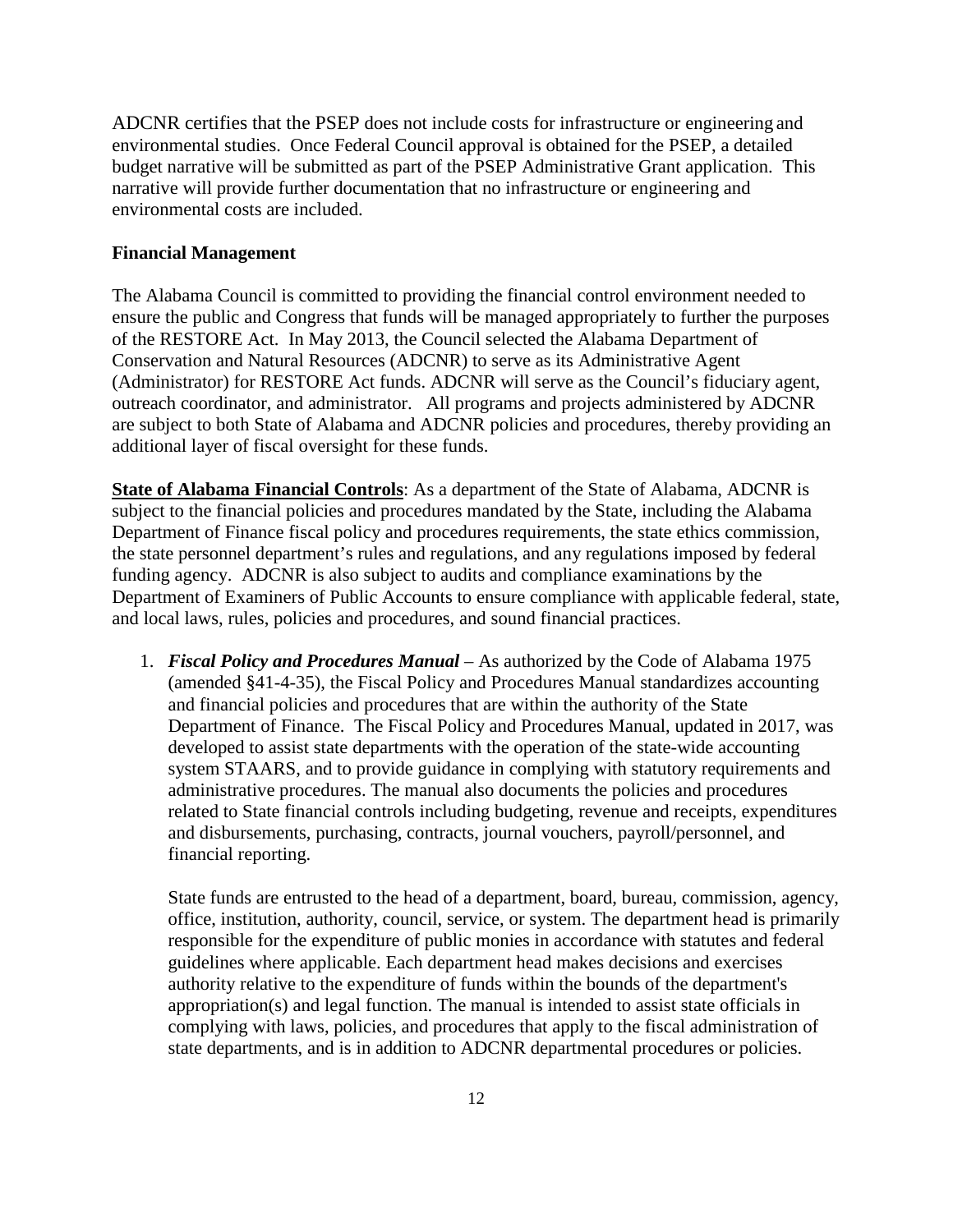ADCNR certifies that the PSEP does not include costs for infrastructure or engineering and environmental studies. Once Federal Council approval is obtained for the PSEP, a detailed budget narrative will be submitted as part of the PSEP Administrative Grant application. This narrative will provide further documentation that no infrastructure or engineering and environmental costs are included.

**Financial Management**

The Alabama Council is committed to providing the financial control environment needed to ensure the public and Congress that funds will be managed appropriately to further the purposes of the RESTORE Act. In May 2013, the Council selected the Alabama Department of Conservation and Natural Resources (ADCNR) to serve as its Administrative Agent (Administrator) for RESTORE Act funds. ADCNR will serve as the Council's fiduciary agent, outreach coordinator, and administrator. All programs and projects administered by ADCNR are subject to both State of Alabama and ADCNR policies and procedures, thereby providing an additional layer of fiscal oversight for these funds.

**State of Alabama Financial Controls**: As a department of the State of Alabama, ADCNR is subject to the financial policies and procedures mandated by the State, including the Alabama Department of Finance fiscal policy and procedures requirements, the state ethics commission, the state personnel department's rules and regulations, and any regulations imposed by federal funding agency. ADCNR is also subject to audits and compliance examinations by the Department of Examiners of Public Accounts to ensure compliance with applicable federal, state, and local laws, rules, policies and procedures, and sound financial practices.

1. ***Fiscal Policy and Procedures Manual*** – As authorized by the Code of Alabama 1975 (amended §41-4-35), the Fiscal Policy and Procedures Manual standardizes accounting and financial policies and procedures that are within the authority of the State Department of Finance. The Fiscal Policy and Procedures Manual, updated in 2017, was developed to assist state departments with the operation of the state-wide accounting system STAARS, and to provide guidance in complying with statutory requirements and administrative procedures. The manual also documents the policies and procedures related to State financial controls including budgeting, revenue and receipts, expenditures and disbursements, purchasing, contracts, journal vouchers, payroll/personnel, and financial reporting.

   State funds are entrusted to the head of a department, board, bureau, commission, agency, office, institution, authority, council, service, or system. The department head is primarily responsible for the expenditure of public monies in accordance with statutes and federal guidelines where applicable. Each department head makes decisions and exercises authority relative to the expenditure of funds within the bounds of the department's appropriation(s) and legal function. The manual is intended to assist state officials in complying with laws, policies, and procedures that apply to the fiscal administration of state departments, and is in addition to ADCNR departmental procedures or policies.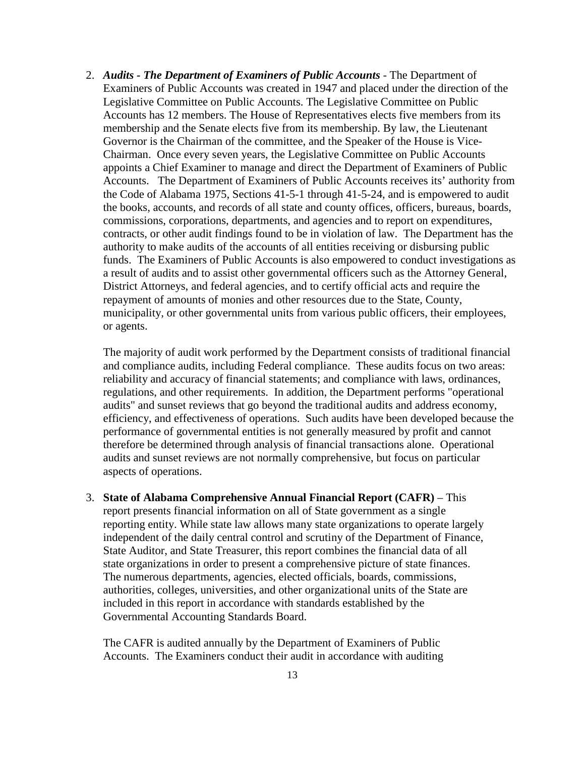2. ***Audits - The Department of Examiners of Public Accounts*** - The Department of Examiners of Public Accounts was created in 1947 and placed under the direction of the Legislative Committee on Public Accounts. The Legislative Committee on Public Accounts has 12 members. The House of Representatives elects five members from its membership and the Senate elects five from its membership. By law, the Lieutenant Governor is the Chairman of the committee, and the Speaker of the House is Vice-Chairman. Once every seven years, the Legislative Committee on Public Accounts appoints a Chief Examiner to manage and direct the Department of Examiners of Public Accounts. The Department of Examiners of Public Accounts receives its' authority from the Code of Alabama 1975, Sections 41-5-1 through 41-5-24, and is empowered to audit the books, accounts, and records of all state and county offices, officers, bureaus, boards, commissions, corporations, departments, and agencies and to report on expenditures, contracts, or other audit findings found to be in violation of law. The Department has the authority to make audits of the accounts of all entities receiving or disbursing public funds. The Examiners of Public Accounts is also empowered to conduct investigations as a result of audits and to assist other governmental officers such as the Attorney General, District Attorneys, and federal agencies, and to certify official acts and require the repayment of amounts of monies and other resources due to the State, County, municipality, or other governmental units from various public officers, their employees, or agents.

   The majority of audit work performed by the Department consists of traditional financial and compliance audits, including Federal compliance. These audits focus on two areas: reliability and accuracy of financial statements; and compliance with laws, ordinances, regulations, and other requirements. In addition, the Department performs "operational audits" and sunset reviews that go beyond the traditional audits and address economy, efficiency, and effectiveness of operations. Such audits have been developed because the performance of governmental entities is not generally measured by profit and cannot therefore be determined through analysis of financial transactions alone. Operational audits and sunset reviews are not normally comprehensive, but focus on particular aspects of operations.

3. **State of Alabama Comprehensive Annual Financial Report (CAFR)** – This report presents financial information on all of State government as a single reporting entity. While state law allows many state organizations to operate largely independent of the daily central control and scrutiny of the Department of Finance, State Auditor, and State Treasurer, this report combines the financial data of all state organizations in order to present a comprehensive picture of state finances. The numerous departments, agencies, elected officials, boards, commissions, authorities, colleges, universities, and other organizational units of the State are included in this report in accordance with standards established by the Governmental Accounting Standards Board.

   The CAFR is audited annually by the Department of Examiners of Public Accounts. The Examiners conduct their audit in accordance with auditing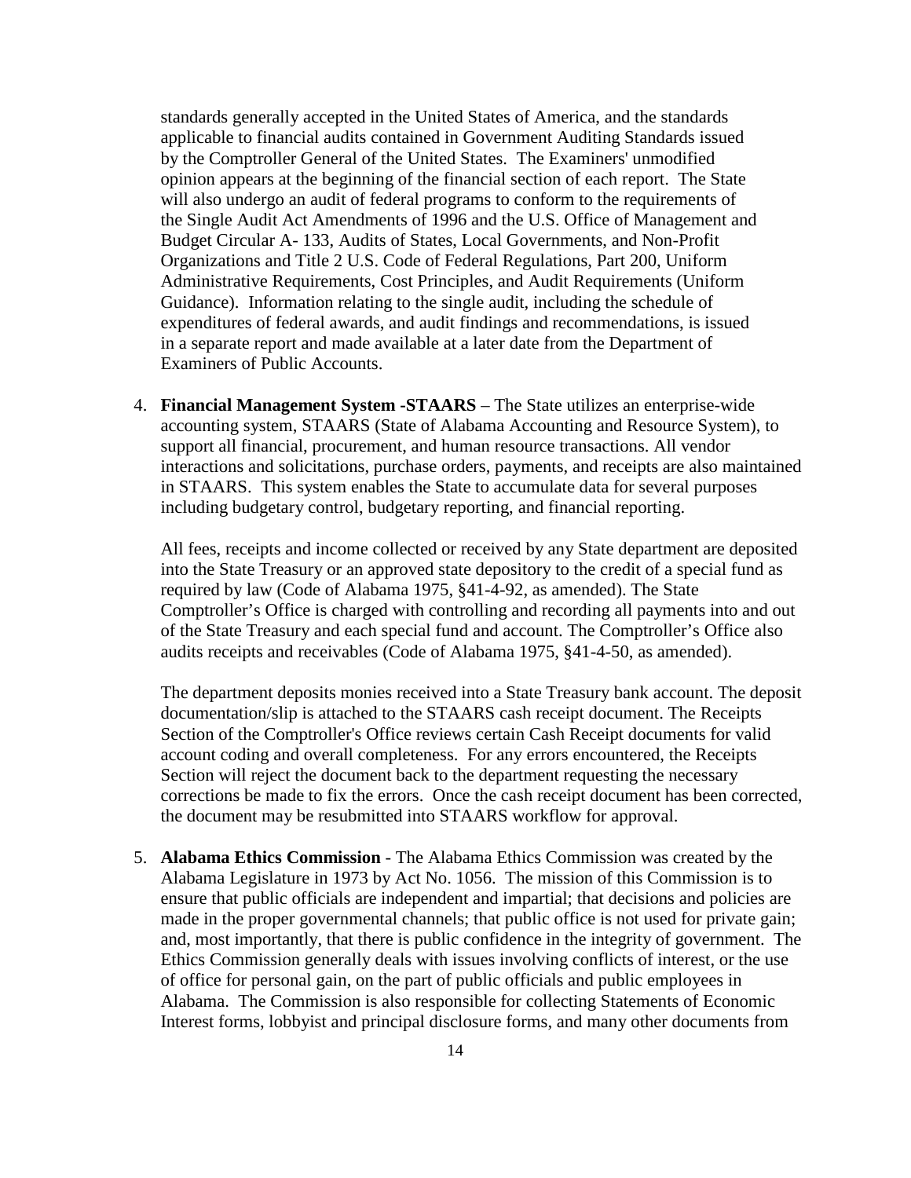standards generally accepted in the United States of America, and the standards applicable to financial audits contained in Government Auditing Standards issued by the Comptroller General of the United States. The Examiners' unmodified opinion appears at the beginning of the financial section of each report. The State will also undergo an audit of federal programs to conform to the requirements of the Single Audit Act Amendments of 1996 and the U.S. Office of Management and Budget Circular A- 133, Audits of States, Local Governments, and Non-Profit Organizations and Title 2 U.S. Code of Federal Regulations, Part 200, Uniform Administrative Requirements, Cost Principles, and Audit Requirements (Uniform Guidance). Information relating to the single audit, including the schedule of expenditures of federal awards, and audit findings and recommendations, is issued in a separate report and made available at a later date from the Department of Examiners of Public Accounts.

4. **Financial Management System -STAARS** – The State utilizes an enterprise-wide accounting system, STAARS (State of Alabama Accounting and Resource System), to support all financial, procurement, and human resource transactions. All vendor interactions and solicitations, purchase orders, payments, and receipts are also maintained in STAARS. This system enables the State to accumulate data for several purposes including budgetary control, budgetary reporting, and financial reporting.

   All fees, receipts and income collected or received by any State department are deposited into the State Treasury or an approved state depository to the credit of a special fund as required by law (Code of Alabama 1975, §41-4-92, as amended). The State Comptroller's Office is charged with controlling and recording all payments into and out of the State Treasury and each special fund and account. The Comptroller's Office also audits receipts and receivables (Code of Alabama 1975, §41-4-50, as amended).

   The department deposits monies received into a State Treasury bank account. The deposit documentation/slip is attached to the STAARS cash receipt document. The Receipts Section of the Comptroller's Office reviews certain Cash Receipt documents for valid account coding and overall completeness. For any errors encountered, the Receipts Section will reject the document back to the department requesting the necessary corrections be made to fix the errors. Once the cash receipt document has been corrected, the document may be resubmitted into STAARS workflow for approval.

5. **Alabama Ethics Commission** - The Alabama Ethics Commission was created by the Alabama Legislature in 1973 by Act No. 1056. The mission of this Commission is to ensure that public officials are independent and impartial; that decisions and policies are made in the proper governmental channels; that public office is not used for private gain; and, most importantly, that there is public confidence in the integrity of government. The Ethics Commission generally deals with issues involving conflicts of interest, or the use of office for personal gain, on the part of public officials and public employees in Alabama. The Commission is also responsible for collecting Statements of Economic Interest forms, lobbyist and principal disclosure forms, and many other documents from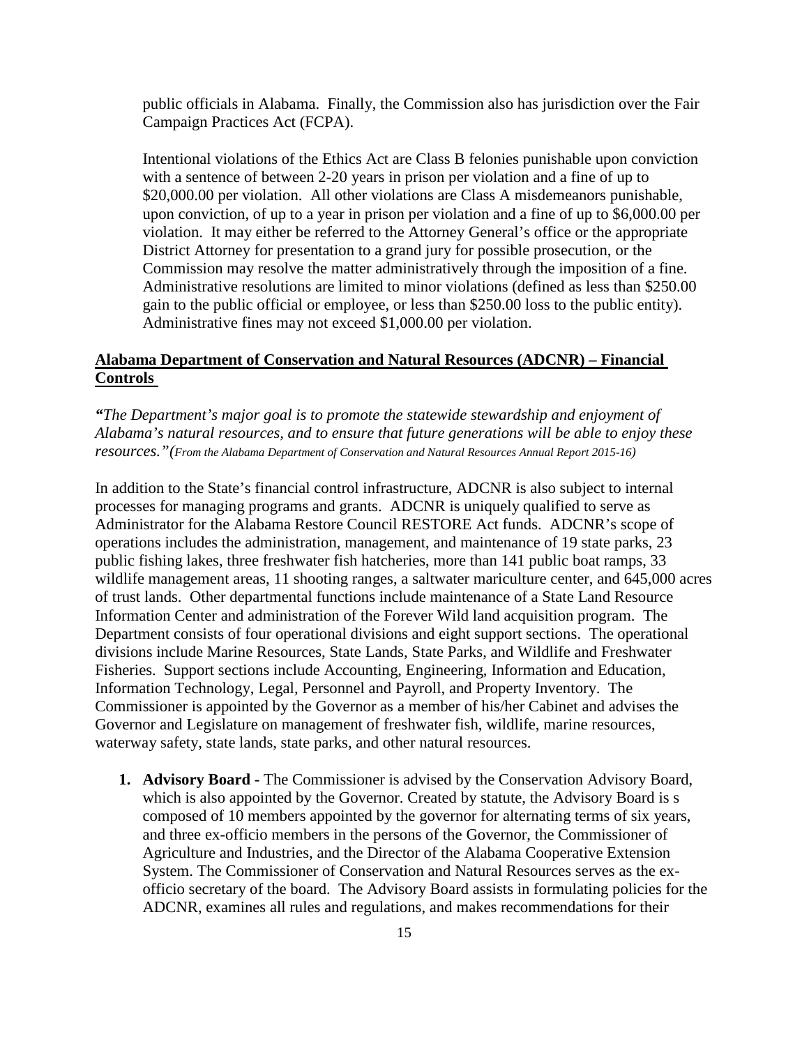public officials in Alabama. Finally, the Commission also has jurisdiction over the Fair Campaign Practices Act (FCPA).

Intentional violations of the Ethics Act are Class B felonies punishable upon conviction with a sentence of between 2-20 years in prison per violation and a fine of up to $20,000.00 per violation. All other violations are Class A misdemeanors punishable, upon conviction, of up to a year in prison per violation and a fine of up to $6,000.00 per violation. It may either be referred to the Attorney General's office or the appropriate District Attorney for presentation to a grand jury for possible prosecution, or the Commission may resolve the matter administratively through the imposition of a fine. Administrative resolutions are limited to minor violations (defined as less than $250.00 gain to the public official or employee, or less than $250.00 loss to the public entity). Administrative fines may not exceed $1,000.00 per violation.

**Alabama Department of Conservation and Natural Resources (ADCNR) – Financial Controls**

*"The Department's major goal is to promote the statewide stewardship and enjoyment of Alabama's natural resources, and to ensure that future generations will be able to enjoy these resources."(From the Alabama Department of Conservation and Natural Resources Annual Report 2015-16)*

In addition to the State's financial control infrastructure, ADCNR is also subject to internal processes for managing programs and grants. ADCNR is uniquely qualified to serve as Administrator for the Alabama Restore Council RESTORE Act funds. ADCNR's scope of operations includes the administration, management, and maintenance of 19 state parks, 23 public fishing lakes, three freshwater fish hatcheries, more than 141 public boat ramps, 33 wildlife management areas, 11 shooting ranges, a saltwater mariculture center, and 645,000 acres of trust lands. Other departmental functions include maintenance of a State Land Resource Information Center and administration of the Forever Wild land acquisition program. The Department consists of four operational divisions and eight support sections. The operational divisions include Marine Resources, State Lands, State Parks, and Wildlife and Freshwater Fisheries. Support sections include Accounting, Engineering, Information and Education, Information Technology, Legal, Personnel and Payroll, and Property Inventory. The Commissioner is appointed by the Governor as a member of his/her Cabinet and advises the Governor and Legislature on management of freshwater fish, wildlife, marine resources, waterway safety, state lands, state parks, and other natural resources.

1. **Advisory Board** - The Commissioner is advised by the Conservation Advisory Board, which is also appointed by the Governor. Created by statute, the Advisory Board is s composed of 10 members appointed by the governor for alternating terms of six years, and three ex-officio members in the persons of the Governor, the Commissioner of Agriculture and Industries, and the Director of the Alabama Cooperative Extension System. The Commissioner of Conservation and Natural Resources serves as the ex-officio secretary of the board. The Advisory Board assists in formulating policies for the ADCNR, examines all rules and regulations, and makes recommendations for their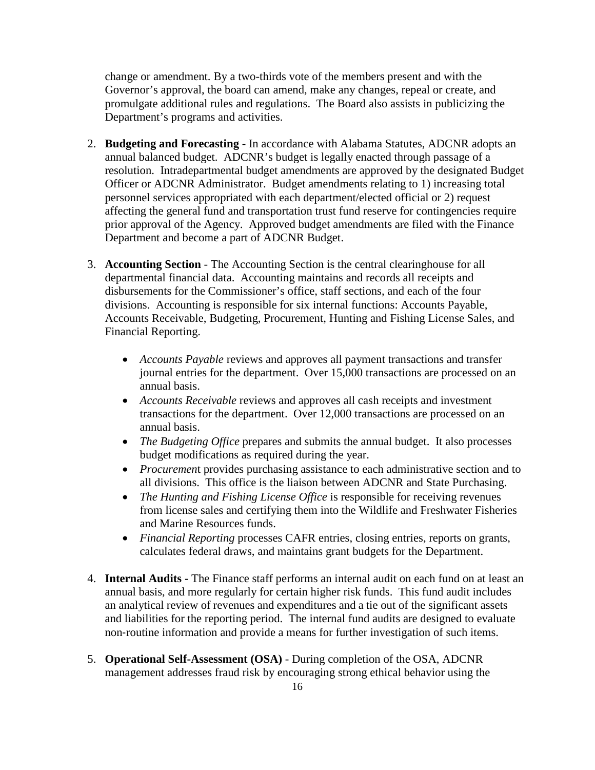change or amendment. By a two-thirds vote of the members present and with the Governor's approval, the board can amend, make any changes, repeal or create, and promulgate additional rules and regulations. The Board also assists in publicizing the Department's programs and activities.

2. **Budgeting and Forecasting** - In accordance with Alabama Statutes, ADCNR adopts an annual balanced budget. ADCNR's budget is legally enacted through passage of a resolution. Intradepartmental budget amendments are approved by the designated Budget Officer or ADCNR Administrator. Budget amendments relating to 1) increasing total personnel services appropriated with each department/elected official or 2) request affecting the general fund and transportation trust fund reserve for contingencies require prior approval of the Agency. Approved budget amendments are filed with the Finance Department and become a part of ADCNR Budget.

3. **Accounting Section** - The Accounting Section is the central clearinghouse for all departmental financial data. Accounting maintains and records all receipts and disbursements for the Commissioner's office, staff sections, and each of the four divisions. Accounting is responsible for six internal functions: Accounts Payable, Accounts Receivable, Budgeting, Procurement, Hunting and Fishing License Sales, and Financial Reporting.

   - *Accounts Payable* reviews and approves all payment transactions and transfer journal entries for the department. Over 15,000 transactions are processed on an annual basis.
   - *Accounts Receivable* reviews and approves all cash receipts and investment transactions for the department. Over 12,000 transactions are processed on an annual basis.
   - *The Budgeting Office* prepares and submits the annual budget. It also processes budget modifications as required during the year.
   - *Procurement* provides purchasing assistance to each administrative section and to all divisions. This office is the liaison between ADCNR and State Purchasing.
   - *The Hunting and Fishing License Office* is responsible for receiving revenues from license sales and certifying them into the Wildlife and Freshwater Fisheries and Marine Resources funds.
   - *Financial Reporting* processes CAFR entries, closing entries, reports on grants, calculates federal draws, and maintains grant budgets for the Department.

4. **Internal Audits** - The Finance staff performs an internal audit on each fund on at least an annual basis, and more regularly for certain higher risk funds. This fund audit includes an analytical review of revenues and expenditures and a tie out of the significant assets and liabilities for the reporting period. The internal fund audits are designed to evaluate non-routine information and provide a means for further investigation of such items.

5. **Operational Self-Assessment (OSA)** - During completion of the OSA, ADCNR management addresses fraud risk by encouraging strong ethical behavior using the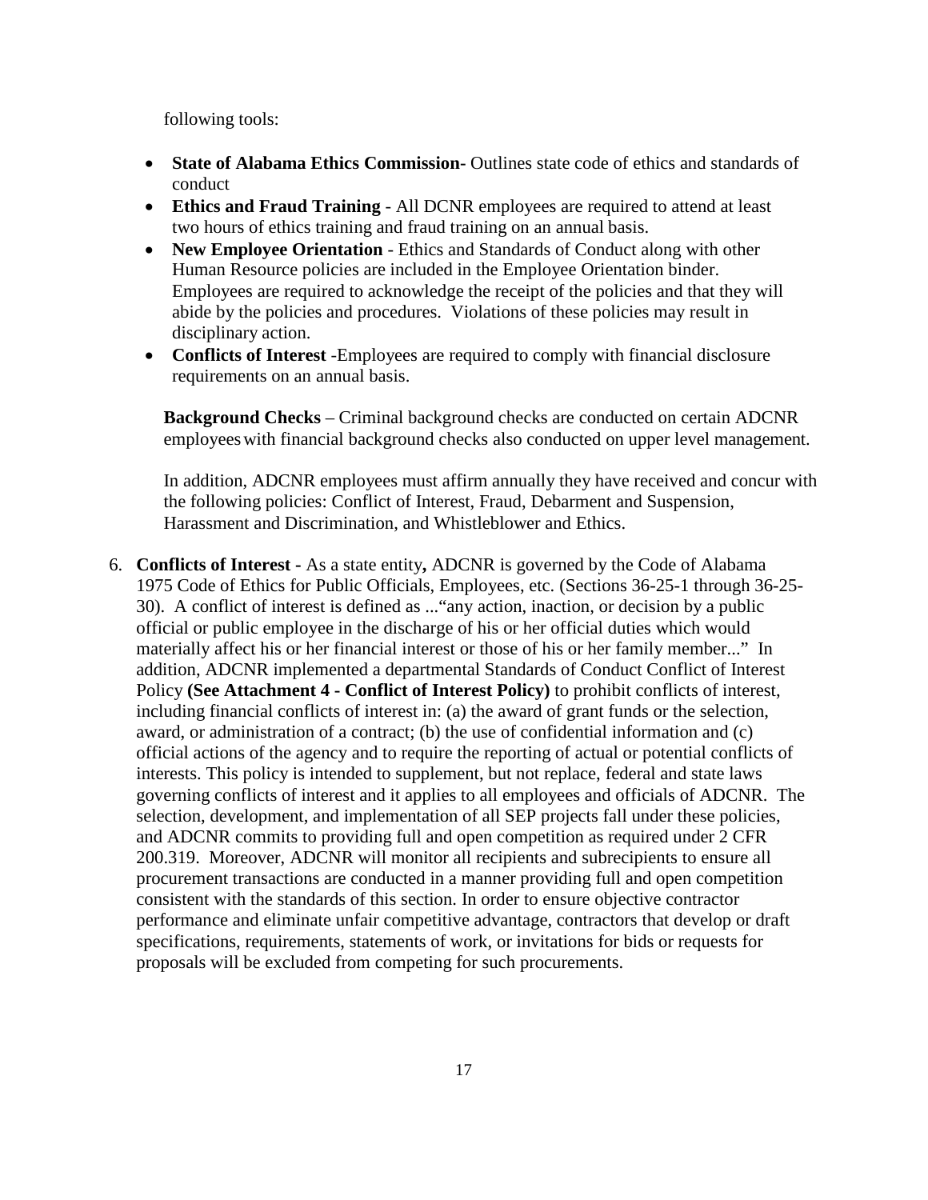following tools:

- **State of Alabama Ethics Commission-** Outlines state code of ethics and standards of conduct
- **Ethics and Fraud Training** - All DCNR employees are required to attend at least two hours of ethics training and fraud training on an annual basis.
- **New Employee Orientation** - Ethics and Standards of Conduct along with other Human Resource policies are included in the Employee Orientation binder. Employees are required to acknowledge the receipt of the policies and that they will abide by the policies and procedures. Violations of these policies may result in disciplinary action.
- **Conflicts of Interest** -Employees are required to comply with financial disclosure requirements on an annual basis.

**Background Checks** – Criminal background checks are conducted on certain ADCNR employees with financial background checks also conducted on upper level management.

In addition, ADCNR employees must affirm annually they have received and concur with the following policies: Conflict of Interest, Fraud, Debarment and Suspension, Harassment and Discrimination, and Whistleblower and Ethics.

6. **Conflicts of Interest -** As a state entity**,** ADCNR is governed by the Code of Alabama 1975 Code of Ethics for Public Officials, Employees, etc. (Sections 36-25-1 through 36-25-30). A conflict of interest is defined as ..."any action, inaction, or decision by a public official or public employee in the discharge of his or her official duties which would materially affect his or her financial interest or those of his or her family member..." In addition, ADCNR implemented a departmental Standards of Conduct Conflict of Interest Policy **(See Attachment 4 - Conflict of Interest Policy)** to prohibit conflicts of interest, including financial conflicts of interest in: (a) the award of grant funds or the selection, award, or administration of a contract; (b) the use of confidential information and (c) official actions of the agency and to require the reporting of actual or potential conflicts of interests. This policy is intended to supplement, but not replace, federal and state laws governing conflicts of interest and it applies to all employees and officials of ADCNR. The selection, development, and implementation of all SEP projects fall under these policies, and ADCNR commits to providing full and open competition as required under 2 CFR 200.319. Moreover, ADCNR will monitor all recipients and subrecipients to ensure all procurement transactions are conducted in a manner providing full and open competition consistent with the standards of this section. In order to ensure objective contractor performance and eliminate unfair competitive advantage, contractors that develop or draft specifications, requirements, statements of work, or invitations for bids or requests for proposals will be excluded from competing for such procurements.